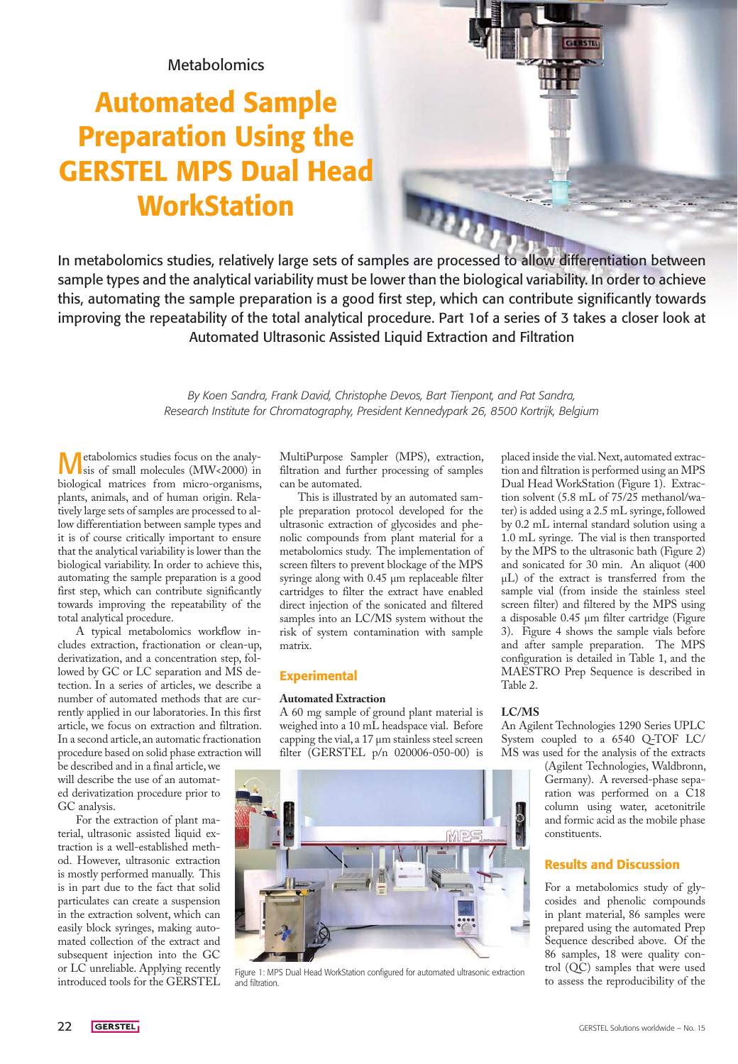Metabolomics

# Automated Sample Preparation Using the GERSTEL MPS Dual Head WorkStation

In metabolomics studies, relatively large sets of samples are processed to allow differentiation between sample types and the analytical variability must be lower than the biological variability. In order to achieve this, automating the sample preparation is a good first step, which can contribute significantly towards improving the repeatability of the total analytical procedure. Part 1of a series of 3 takes a closer look at Automated Ultrasonic Assisted Liquid Extraction and Filtration

*By Koen Sandra, Frank David, Christophe Devos, Bart Tienpont, and Pat Sandra, Research Institute for Chromatography, President Kennedypark 26, 8500 Kortrijk, Belgium*

Metabolomics studies focus on the analysis of small molecules (MW<2000) in biological matrices from micro-organisms, plants, animals, and of human origin. Relatively large sets of samples are processed to allow differentiation between sample types and it is of course critically important to ensure that the analytical variability is lower than the biological variability. In order to achieve this, automating the sample preparation is a good first step, which can contribute significantly towards improving the repeatability of the total analytical procedure.

A typical metabolomics workflow includes extraction, fractionation or clean-up, derivatization, and a concentration step, followed by GC or LC separation and MS detection. In a series of articles, we describe a number of automated methods that are currently applied in our laboratories. In this first article, we focus on extraction and filtration. In a second article, an automatic fractionation procedure based on solid phase extraction will be described and in a final article, we will describe the use of an automated derivatization procedure prior to GC analysis.

For the extraction of plant material, ultrasonic assisted liquid extraction is a well-established method. However, ultrasonic extraction is mostly performed manually. This is in part due to the fact that solid particulates can create a suspension in the extraction solvent, which can easily block syringes, making automated collection of the extract and subsequent injection into the GC or LC unreliable. Applying recently introduced tools for the GERSTEL MultiPurpose Sampler (MPS), extraction, filtration and further processing of samples can be automated.

This is illustrated by an automated sample preparation protocol developed for the ultrasonic extraction of glycosides and phenolic compounds from plant material for a metabolomics study. The implementation of screen filters to prevent blockage of the MPS syringe along with 0.45 µm replaceable filter cartridges to filter the extract have enabled direct injection of the sonicated and filtered samples into an LC/MS system without the risk of system contamination with sample matrix.

## Experimental

**Automated Extraction**

A 60 mg sample of ground plant material is weighed into a 10 mL headspace vial. Before capping the vial, a 17 µm stainless steel screen filter (GERSTEL p/n 020006-050-00) is placed inside the vial. Next, automated extraction and filtration is performed using an MPS Dual Head WorkStation (Figure 1). Extraction solvent (5.8 mL of 75/25 methanol/water) is added using a 2.5 mL syringe, followed by 0.2 mL internal standard solution using a 1.0 mL syringe. The vial is then transported by the MPS to the ultrasonic bath (Figure 2) and sonicated for 30 min. An aliquot (400 µL) of the extract is transferred from the sample vial (from inside the stainless steel screen filter) and filtered by the MPS using a disposable 0.45 µm filter cartridge (Figure 3). Figure 4 shows the sample vials before and after sample preparation. The MPS configuration is detailed in Table 1, and the MAESTRO Prep Sequence is described in Table 2.

Figure 1: MPS Dual Head WorkStation configured for automated ultrasonic extraction and filtration.

**LC/MS**

An Agilent Technologies 1290 Series UPLC System coupled to a 6540 Q-TOF LC/MS was used for the analysis of the extracts (Agilent Technologies, Waldbronn, Germany). A reversed-phase separation was performed on a C18 column using water, acetonitrile and formic acid as the mobile phase constituents.

## Results and Discussion

For a metabolomics study of glycosides and phenolic compounds in plant material, 86 samples were prepared using the automated Prep Sequence described above. Of the 86 samples, 18 were quality control (QC) samples that were used to assess the reproducibility of the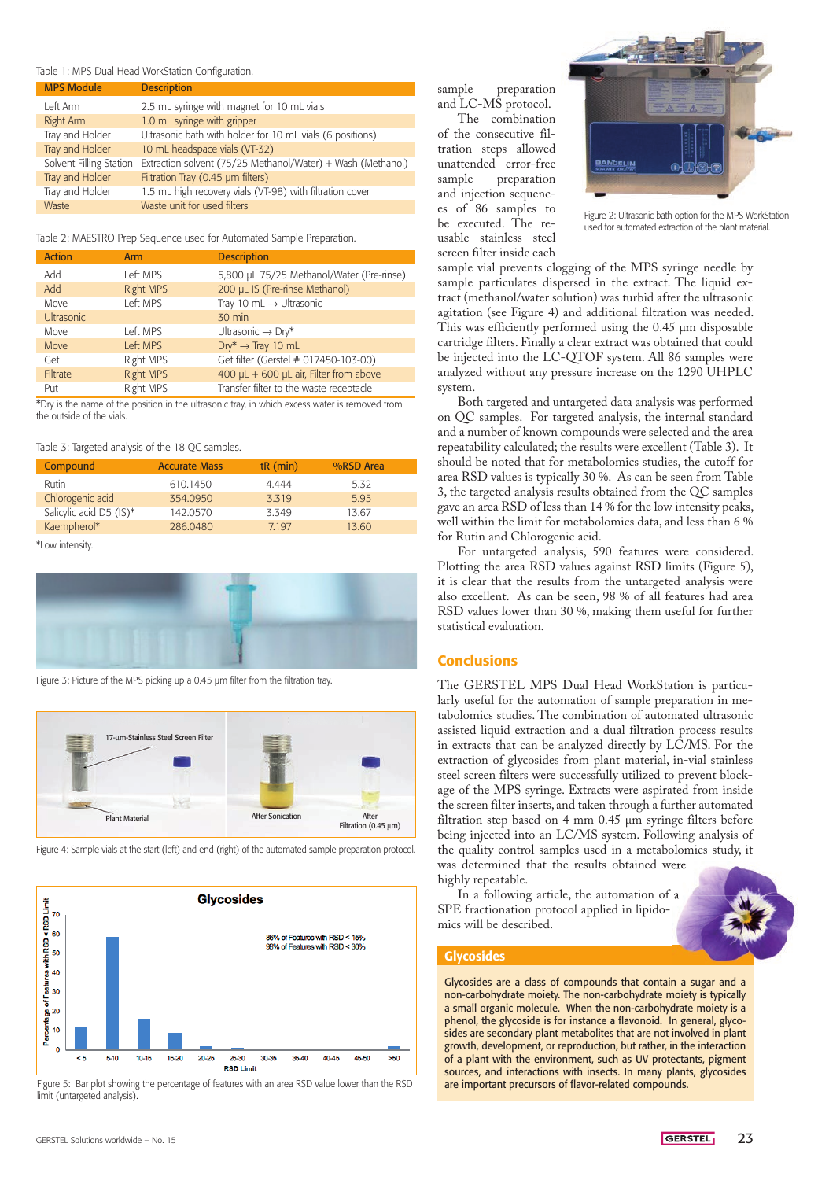Table 1: MPS Dual Head WorkStation Configuration.

| MPS Module | Description |
|---|---|
| Left Arm | 2.5 mL syringe with magnet for 10 mL vials |
| Right Arm | 1.0 mL syringe with gripper |
| Tray and Holder | Ultrasonic bath with holder for 10 mL vials (6 positions) |
| Tray and Holder | 10 mL headspace vials (VT-32) |
| Solvent Filling Station | Extraction solvent (75/25 Methanol/Water) + Wash (Methanol) |
| Tray and Holder | Filtration Tray (0.45 µm filters) |
| Tray and Holder | 1.5 mL high recovery vials (VT-98) with filtration cover |
| Waste | Waste unit for used filters |

Table 2: MAESTRO Prep Sequence used for Automated Sample Preparation.

| Action | Arm | Description |
|---|---|---|
| Add | Left MPS | 5,800 µL 75/25 Methanol/Water (Pre-rinse) |
| Add | Right MPS | 200 µL IS (Pre-rinse Methanol) |
| Move | Left MPS | Tray 10 mL → Ultrasonic |
| Ultrasonic | | 30 min |
| Move | Left MPS | Ultrasonic → Dry* |
| Move | Left MPS | Dry* → Tray 10 mL |
| Get | Right MPS | Get filter (Gerstel # 017450-103-00) |
| Filtrate | Right MPS | 400 µL + 600 µL air, Filter from above |
| Put | Right MPS | Transfer filter to the waste receptacle |

*Dry is the name of the position in the ultrasonic tray, in which excess water is removed from the outside of the vials.

Table 3: Targeted analysis of the 18 QC samples.

| Compound | Accurate Mass | tR (min) | %RSD Area |
|---|---|---|---|
| Rutin | 610.1450 | 4.444 | 5.32 |
| Chlorogenic acid | 354.0950 | 3.319 | 5.95 |
| Salicylic acid D5 (IS)* | 142.0570 | 3.349 | 13.67 |
| Kaempherol* | 286.0480 | 7.197 | 13.60 |

*Low intensity.

Figure 3: Picture of the MPS picking up a 0.45 µm filter from the filtration tray.

17-µm-Stainless Steel Screen Filter

Plant Material

After Sonication

After Filtration (0.45 µm)

Figure 4: Sample vials at the start (left) and end (right) of the automated sample preparation protocol.

Glycosides

Percentage of Features with RSD < RSD Limit

RSD Limit

0 10 20 30 40 50 60 70

< 5, 5-10, 10-15, 15-20, 20-25, 25-30, 30-35, 35-40, 40-45, 45-50, >50

86% of Features with RSD < 15%
98% of Features with RSD < 30%

Figure 5: Bar plot showing the percentage of features with an area RSD value lower than the RSD limit (untargeted analysis).

sample preparation and LC-MS protocol.

The combination of the consecutive filtration steps allowed unattended error-free sample preparation and injection sequences of 86 samples to be executed. The reusable stainless steel screen filter inside each sample vial prevents clogging of the MPS syringe needle by sample particulates dispersed in the extract. The liquid extract (methanol/water solution) was turbid after the ultrasonic agitation (see Figure 4) and additional filtration was needed. This was efficiently performed using the 0.45 µm disposable cartridge filters. Finally a clear extract was obtained that could be injected into the LC-QTOF system. All 86 samples were analyzed without any pressure increase on the 1290 UHPLC system.

Figure 2: Ultrasonic bath option for the MPS WorkStation used for automated extraction of the plant material.

Both targeted and untargeted data analysis was performed on QC samples. For targeted analysis, the internal standard and a number of known compounds were selected and the area repeatability calculated; the results were excellent (Table 3). It should be noted that for metabolomics studies, the cutoff for area RSD values is typically 30 %. As can be seen from Table 3, the targeted analysis results obtained from the QC samples gave an area RSD of less than 14 % for the low intensity peaks, well within the limit for metabolomics data, and less than 6 % for Rutin and Chlorogenic acid.

For untargeted analysis, 590 features were considered. Plotting the area RSD values against RSD limits (Figure 5), it is clear that the results from the untargeted analysis were also excellent. As can be seen, 98 % of all features had area RSD values lower than 30 %, making them useful for further statistical evaluation.

## Conclusions

The GERSTEL MPS Dual Head WorkStation is particularly useful for the automation of sample preparation in metabolomics studies. The combination of automated ultrasonic assisted liquid extraction and a dual filtration process results in extracts that can be analyzed directly by LC/MS. For the extraction of glycosides from plant material, in-vial stainless steel screen filters were successfully utilized to prevent blockage of the MPS syringe. Extracts were aspirated from inside the screen filter inserts, and taken through a further automated filtration step based on 4 mm 0.45 µm syringe filters before being injected into an LC/MS system. Following analysis of the quality control samples used in a metabolomics study, it was determined that the results obtained were highly repeatable.

In a following article, the automation of a SPE fractionation protocol applied in lipidomics will be described.

## Glycosides

Glycosides are a class of compounds that contain a sugar and a non-carbohydrate moiety. The non-carbohydrate moiety is typically a small organic molecule. When the non-carbohydrate moiety is a phenol, the glycoside is for instance a flavonoid. In general, glycosides are secondary plant metabolites that are not involved in plant growth, development, or reproduction, but rather, in the interaction of a plant with the environment, such as UV protectants, pigment sources, and interactions with insects. In many plants, glycosides are important precursors of flavor-related compounds.